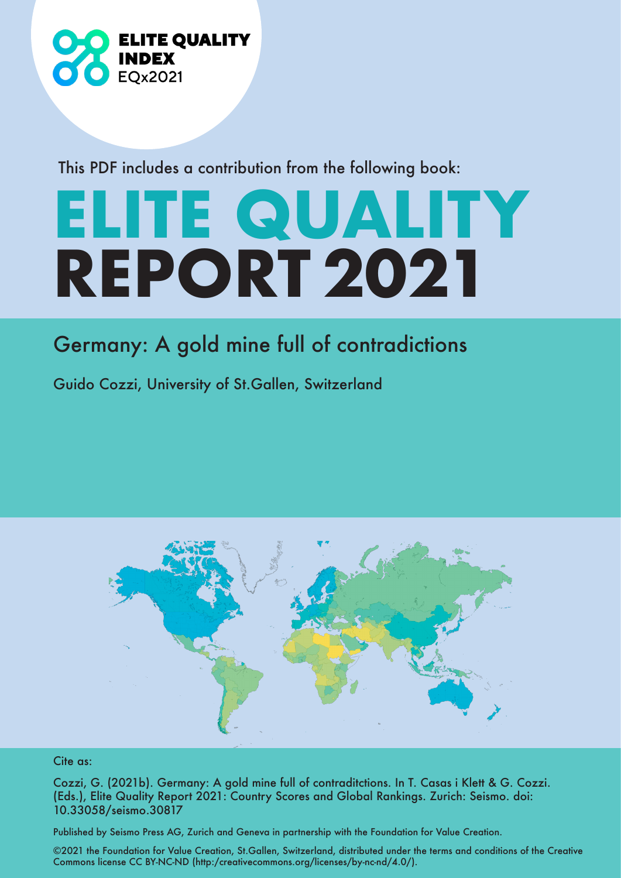ELITE QUALITY INDEX
EQx2021

This PDF includes a contribution from the following book:

# ELITE QUALITY REPORT 2021

## Germany: A gold mine full of contradictions

Guido Cozzi, University of St.Gallen, Switzerland

Cite as:

Cozzi, G. (2021b). Germany: A gold mine full of contraditctions. In T. Casas i Klett & G. Cozzi. (Eds.), Elite Quality Report 2021: Country Scores and Global Rankings. Zurich: Seismo. doi: 10.33058/seismo.30817

Published by Seismo Press AG, Zurich and Geneva in partnership with the Foundation for Value Creation.

©2021 the Foundation for Value Creation, St.Gallen, Switzerland, distributed under the terms and conditions of the Creative Commons license CC BY-NC-ND (http:/creativecommons.org/licenses/by-nc-nd/4.0/).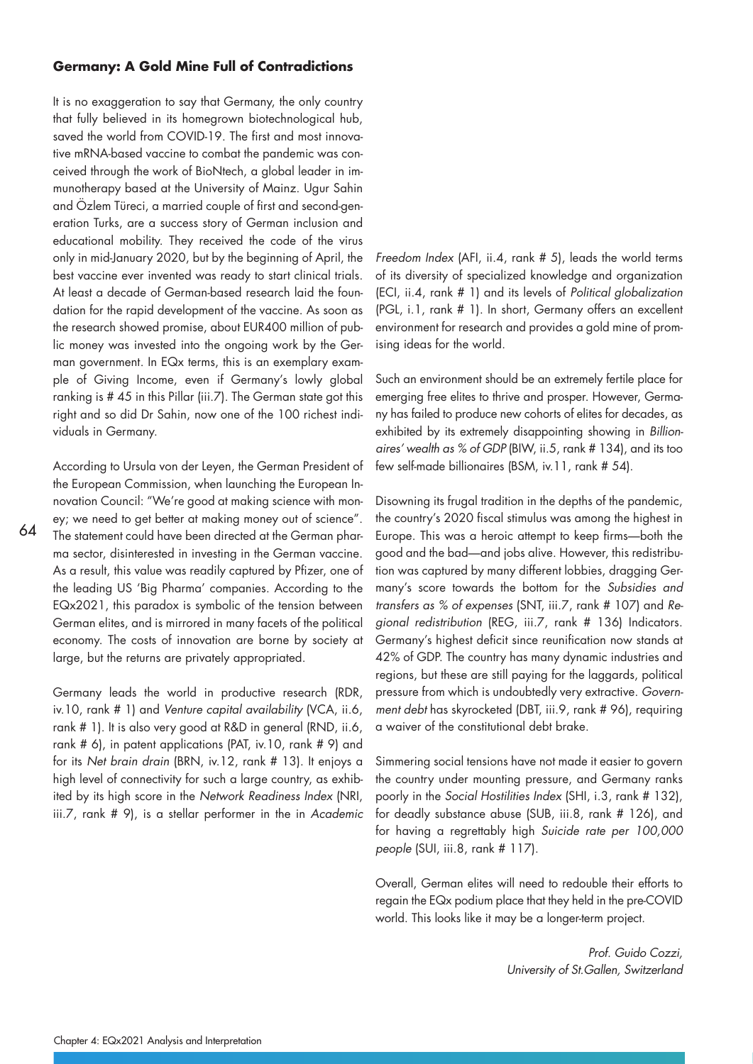### **Germany: A Gold Mine Full of Contradictions**

It is no exaggeration to say that Germany, the only country that fully believed in its homegrown biotechnological hub, saved the world from COVID-19. The first and most innovative mRNA-based vaccine to combat the pandemic was conceived through the work of BioNtech, a global leader in immunotherapy based at the University of Mainz. Ugur Sahin and Özlem Türeci, a married couple of first and second-generation Turks, are a success story of German inclusion and educational mobility. They received the code of the virus only in mid-January 2020, but by the beginning of April, the best vaccine ever invented was ready to start clinical trials. At least a decade of German-based research laid the foundation for the rapid development of the vaccine. As soon as the research showed promise, about EUR400 million of public money was invested into the ongoing work by the German government. In EQx terms, this is an exemplary example of Giving Income, even if Germany's lowly global ranking is # 45 in this Pillar (iii.7). The German state got this right and so did Dr Sahin, now one of the 100 richest individuals in Germany.

According to Ursula von der Leyen, the German President of the European Commission, when launching the European Innovation Council: "We're good at making science with money; we need to get better at making money out of science". The statement could have been directed at the German pharma sector, disinterested in investing in the German vaccine. As a result, this value was readily captured by Pfizer, one of the leading US 'Big Pharma' companies. According to the EQx2021, this paradox is symbolic of the tension between German elites, and is mirrored in many facets of the political economy. The costs of innovation are borne by society at large, but the returns are privately appropriated.

Germany leads the world in productive research (RDR, iv.10, rank # 1) and *Venture capital availability* (VCA, ii.6, rank # 1). It is also very good at R&D in general (RND, ii.6, rank # 6), in patent applications (PAT, iv.10, rank # 9) and for its *Net brain drain* (BRN, iv.12, rank # 13). It enjoys a high level of connectivity for such a large country, as exhibited by its high score in the *Network Readiness Index* (NRI, iii.7, rank # 9), is a stellar performer in the in *Academic Freedom Index* (AFI, ii.4, rank # 5), leads the world terms of its diversity of specialized knowledge and organization (ECI, ii.4, rank # 1) and its levels of *Political globalization* (PGL, i.1, rank # 1). In short, Germany offers an excellent environment for research and provides a gold mine of promising ideas for the world.

Such an environment should be an extremely fertile place for emerging free elites to thrive and prosper. However, Germany has failed to produce new cohorts of elites for decades, as exhibited by its extremely disappointing showing in *Billionaires' wealth as % of GDP* (BIW, ii.5, rank # 134), and its too few self-made billionaires (BSM, iv.11, rank # 54).

Disowning its frugal tradition in the depths of the pandemic, the country's 2020 fiscal stimulus was among the highest in Europe. This was a heroic attempt to keep firms—both the good and the bad—and jobs alive. However, this redistribution was captured by many different lobbies, dragging Germany's score towards the bottom for the *Subsidies and transfers as % of expenses* (SNT, iii.7, rank # 107) and *Regional redistribution* (REG, iii.7, rank # 136) Indicators. Germany's highest deficit since reunification now stands at 42% of GDP. The country has many dynamic industries and regions, but these are still paying for the laggards, political pressure from which is undoubtedly very extractive. *Government debt* has skyrocketed (DBT, iii.9, rank # 96), requiring a waiver of the constitutional debt brake.

Simmering social tensions have not made it easier to govern the country under mounting pressure, and Germany ranks poorly in the *Social Hostilities Index* (SHI, i.3, rank # 132), for deadly substance abuse (SUB, iii.8, rank # 126), and for having a regrettably high *Suicide rate per 100,000 people* (SUI, iii.8, rank # 117).

Overall, German elites will need to redouble their efforts to regain the EQx podium place that they held in the pre-COVID world. This looks like it may be a longer-term project.

*Prof. Guido Cozzi,*
*University of St.Gallen, Switzerland*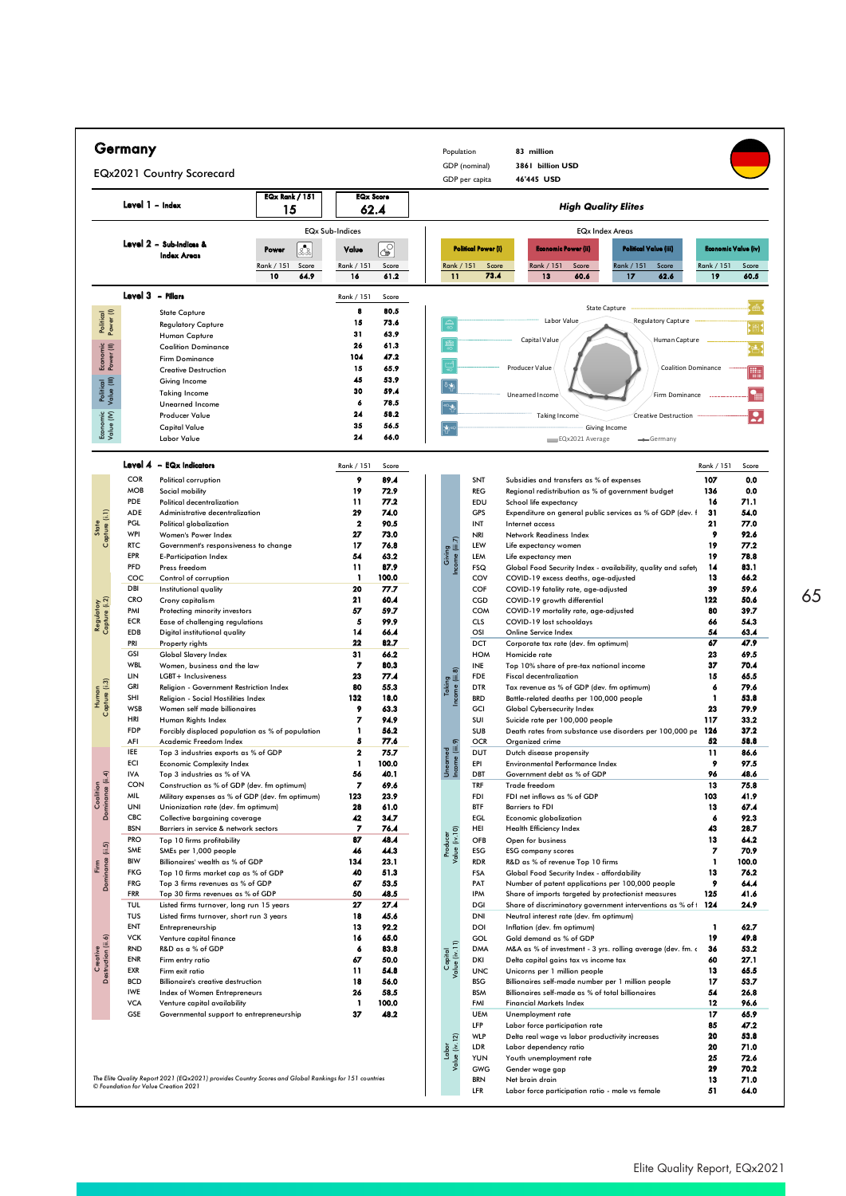# Germany

## EQx2021 Country Scorecard

| | |
|---|---|
| Population | 83 million |
| GDP (nominal) | 3861 billion USD |
| GDP per capita | 46'445 USD |

### Level 1 – Index

| EQx Rank / 151 | EQx Score |
|---|---|
| 15 | 62.4 |

**High Quality Elites**

### Level 2 – Sub-Indices & Index Areas

EQx Sub-Indices

| | Rank / 151 | Score |
|---|---|---|
| Power | 10 | 64.9 |
| Value | 16 | 61.2 |

EQx Index Areas

| | Rank / 151 | Score |
|---|---|---|
| Political Power (i) | 11 | 73.4 |
| Economic Power (ii) | 13 | 60.6 |
| Political Value (iii) | 17 | 62.6 |
| Economic Value (iv) | 19 | 60.5 |

### Level 3 – Pillars

| Area | Pillar | Rank / 151 | Score |
|---|---|---|---|
| Political Power (i) | State Capture | 8 | 80.5 |
| | Regulatory Capture | 15 | 73.6 |
| | Human Capture | 31 | 63.9 |
| Economic Power (ii) | Coalition Dominance | 26 | 61.3 |
| | Firm Dominance | 104 | 47.2 |
| | Creative Destruction | 15 | 65.9 |
| Political Value (iii) | Giving Income | 45 | 53.9 |
| | Taking Income | 30 | 59.4 |
| | Unearned Income | 6 | 78.5 |
| Economic Value (iv) | Producer Value | 24 | 58.2 |
| | Capital Value | 35 | 56.5 |
| | Labor Value | 24 | 66.0 |

State Capture
Regulatory Capture
Human Capture
Coalition Dominance
Firm Dominance
Creative Destruction
Giving Income
Taking Income
Unearned Income
Producer Value
Capital Value
Labor Value
EQx2021 Average
Germany

### Level 4 – EQx Indicators

| Pillar | Code | Indicator | Rank / 151 | Score |
|---|---|---|---|---|
| State Capture (i.1) | COR | Political corruption | 9 | 89.4 |
| | MOB | Social mobility | 19 | 72.9 |
| | PDE | Political decentralization | 11 | 77.2 |
| | ADE | Administrative decentralization | 29 | 74.0 |
| | PGL | Political globalization | 2 | 90.5 |
| | WPI | Women's Power Index | 27 | 73.0 |
| | RTC | Government's responsiveness to change | 17 | 76.8 |
| | EPR | E-Participation Index | 54 | 63.2 |
| | PFD | Press freedom | 11 | 87.9 |
| | COC | Control of corruption | 1 | 100.0 |
| Regulatory Capture (i.2) | DBI | Institutional quality | 20 | 77.7 |
| | CRO | Crony capitalism | 21 | 60.4 |
| | PMI | Protecting minority investors | 57 | 59.7 |
| | ECR | Ease of challenging regulations | 5 | 99.9 |
| | EDB | Digital institutional quality | 14 | 66.4 |
| | PRI | Property rights | 22 | 82.7 |
| Human Capture (i.3) | GSI | Global Slavery Index | 31 | 66.2 |
| | WBL | Women, business and the law | 7 | 80.3 |
| | LIN | LGBT+ Inclusiveness | 23 | 77.4 |
| | GRI | Religion - Government Restriction Index | 80 | 55.3 |
| | SHI | Religion - Social Hostilities Index | 132 | 18.0 |
| | WSB | Women self made billionaires | 9 | 63.3 |
| | HRI | Human Rights Index | 7 | 94.9 |
| | FDP | Forcibly displaced population as % of population | 1 | 56.2 |
| | AFI | Academic Freedom Index | 5 | 77.6 |
| Coalition Dominance (ii.4) | IEE | Top 3 industries exports as % of GDP | 2 | 75.7 |
| | ECI | Economic Complexity Index | 1 | 100.0 |
| | IVA | Top 3 industries as % of VA | 56 | 40.1 |
| | CON | Construction as % of GDP (dev. fm optimum) | 7 | 69.6 |
| | MIL | Military expenses as % of GDP (dev. fm optimum) | 123 | 23.9 |
| | UNI | Unionization rate (dev. fm optimum) | 28 | 61.0 |
| | CBC | Collective bargaining coverage | 42 | 34.7 |
| | BSN | Barriers in service & network sectors | 7 | 76.4 |
| Firm Dominance (ii.5) | PRO | Top 10 firms profitability | 87 | 48.4 |
| | SME | SMEs per 1,000 people | 46 | 44.3 |
| | BIW | Billionaires' wealth as % of GDP | 134 | 23.1 |
| | FKG | Top 10 firms market cap as % of GDP | 40 | 51.3 |
| | FRG | Top 3 firms revenues as % of GDP | 67 | 53.5 |
| | FRR | Top 30 firms revenues as % of GDP | 50 | 48.5 |
| | TUL | Listed firms turnover, long run 15 years | 27 | 27.4 |
| | TUS | Listed firms turnover, short run 3 years | 18 | 45.6 |
| Creative Destruction (ii.6) | ENT | Entrepreneurship | 13 | 92.2 |
| | VCK | Venture capital finance | 16 | 65.0 |
| | RND | R&D as a % of GDP | 6 | 83.8 |
| | ENR | Firm entry ratio | 67 | 50.0 |
| | EXR | Firm exit ratio | 11 | 54.8 |
| | BCD | Billionaire's creative destruction | 18 | 56.0 |
| | IWE | Index of Women Entrepreneurs | 26 | 58.5 |
| | VCA | Venture capital availability | 1 | 100.0 |
| | GSE | Governmental support to entrepreneurship | 37 | 48.2 |
| Giving Income (iii.7) | SNT | Subsidies and transfers as % of expenses | 107 | 0.0 |
| | REG | Regional redistribution as % of government budget | 136 | 0.0 |
| | EDU | School life expectancy | 16 | 71.1 |
| | GPS | Expenditure on general public services as % of GDP (dev. f | 31 | 54.0 |
| | INT | Internet access | 21 | 77.0 |
| | NRI | Network Readiness Index | 9 | 92.6 |
| | LEW | Life expectancy women | 19 | 77.2 |
| | LEM | Life expectancy men | 19 | 78.8 |
| | FSQ | Global Food Security Index - availability, quality and safety | 14 | 83.1 |
| | COV | COVID-19 excess deaths, age-adjusted | 13 | 66.2 |
| | COF | COVID-19 fatality rate, age-adjusted | 39 | 59.6 |
| | CGD | COVID-19 growth differential | 122 | 50.6 |
| | COM | COVID-19 mortality rate, age-adjusted | 80 | 39.7 |
| | CLS | COVID-19 lost schooldays | 66 | 54.3 |
| | OSI | Online Service Index | 54 | 63.4 |
| Taking Income (iii.8) | DCT | Corporate tax rate (dev. fm optimum) | 67 | 47.9 |
| | HOM | Homicide rate | 23 | 69.5 |
| | INE | Top 10% share of pre-tax national income | 37 | 70.4 |
| | FDE | Fiscal decentralization | 15 | 65.5 |
| | DTR | Tax revenue as % of GDP (dev. fm optimum) | 6 | 79.6 |
| | BRD | Battle-related deaths per 100,000 people | 1 | 53.8 |
| | GCI | Global Cybersecurity Index | 23 | 79.9 |
| | SUI | Suicide rate per 100,000 people | 117 | 33.2 |
| | SUB | Death rates from substance use disorders per 100,000 pe | 126 | 37.2 |
| | OCR | Organized crime | 52 | 58.8 |
| Unearned Income (iii.9) | DUT | Dutch disease propensity | 11 | 86.6 |
| | EPI | Environmental Performance Index | 9 | 97.5 |
| | DBT | Government debt as % of GDP | 96 | 48.6 |
| Producer Value (iv.10) | TRF | Trade freedom | 13 | 75.8 |
| | FDI | FDI net inflows as % of GDP | 103 | 41.9 |
| | BTF | Barriers to FDI | 13 | 67.4 |
| | EGL | Economic globalization | 6 | 92.3 |
| | HEI | Health Efficiency Index | 43 | 28.7 |
| | OFB | Open for business | 13 | 64.2 |
| | ESG | ESG company scores | 7 | 70.9 |
| | RDR | R&D as % of revenue Top 10 firms | 1 | 100.0 |
| | FSA | Global Food Security Index - affordability | 13 | 76.2 |
| | PAT | Number of patent applications per 100,000 people | 9 | 64.4 |
| | IPM | Share of imports targeted by protectionist measures | 125 | 41.6 |
| | DGI | Share of discriminatory government interventions as % of t | 124 | 24.9 |
| Capital Value (iv.11) | DNI | Neutral interest rate (dev. fm optimum) | | |
| | DOI | Inflation (dev. fm optimum) | 1 | 62.7 |
| | GOL | Gold demand as % of GDP | 19 | 49.8 |
| | DMA | M&A as % of investment - 3 yrs. rolling average (dev. fm. c | 36 | 53.2 |
| | DKI | Delta capital gains tax vs income tax | 60 | 27.1 |
| | UNC | Unicorns per 1 million people | 13 | 65.5 |
| | BSG | Billionaires self-made number per 1 million people | 17 | 53.7 |
| | BSM | Billionaires self-made as % of total billionaires | 54 | 26.8 |
| | FMI | Financial Markets Index | 12 | 96.6 |
| Labor Value (iv.12) | UEM | Unemployment rate | 17 | 65.9 |
| | LFP | Labor force participation rate | 85 | 47.2 |
| | WLP | Delta real wage vs labor productivity increases | 20 | 53.8 |
| | LDR | Labor dependency ratio | 20 | 71.0 |
| | YUN | Youth unemployment rate | 25 | 72.6 |
| | GWG | Gender wage gap | 29 | 70.2 |
| | BRN | Net brain drain | 13 | 71.0 |
| | LFR | Labor force participation ratio - male vs female | 51 | 64.0 |

*The Elite Quality Report 2021 (EQx2021) provides Country Scores and Global Rankings for 151 countries*
*© Foundation for Value Creation 2021*